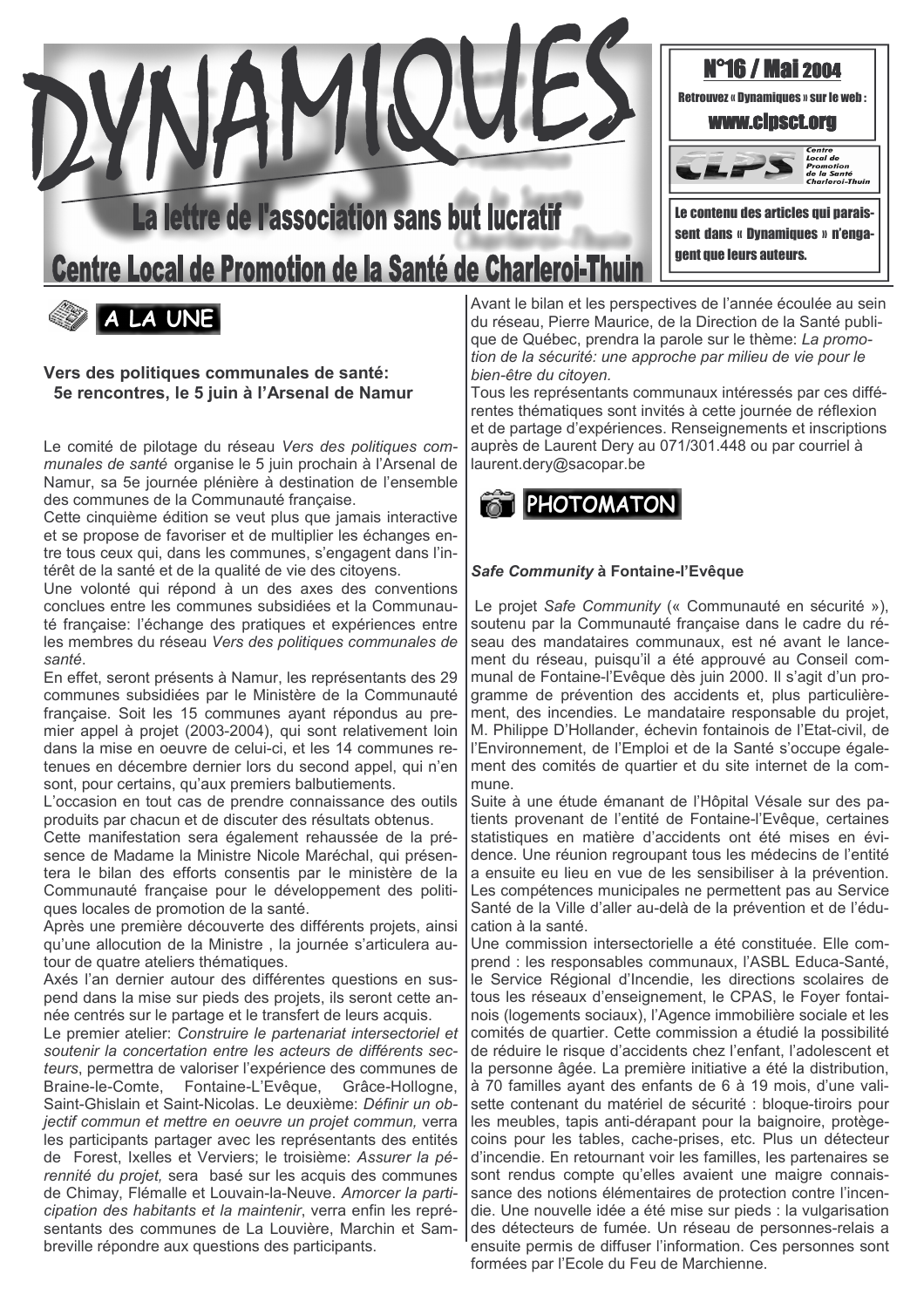# DYNAMIQUES

## La lettre de l'association sans but lucratif

## Centre Local de Promotion de la Santé de Charleroi-Thuin

**N°16 / Mai 2004**

Retrouvez « Dynamiques » sur le web :

**www.clpsct.org**

CLPS Centre Local de Promotion de la Santé Charleroi-Thuin

Le contenu des articles qui paraissent dans « Dynamiques » n'engagent que leurs auteurs.

## A LA UNE

### Vers des politiques communales de santé: 5e rencontres, le 5 juin à l'Arsenal de Namur

Le comité de pilotage du réseau *Vers des politiques communales de santé* organise le 5 juin prochain à l'Arsenal de Namur, sa 5e journée plénière à destination de l'ensemble des communes de la Communauté française.

Cette cinquième édition se veut plus que jamais interactive et se propose de favoriser et de multiplier les échanges entre tous ceux qui, dans les communes, s'engagent dans l'intérêt de la santé et de la qualité de vie des citoyens.

Une volonté qui répond à un des axes des conventions conclues entre les communes subsidiées et la Communauté française: l'échange des pratiques et expériences entre les membres du réseau *Vers des politiques communales de santé*.

En effet, seront présents à Namur, les représentants des 29 communes subsidiées par le Ministère de la Communauté française. Soit les 15 communes ayant répondus au premier appel à projet (2003-2004), qui sont relativement loin dans la mise en oeuvre de celui-ci, et les 14 communes retenues en décembre dernier lors du second appel, qui n'en sont, pour certains, qu'aux premiers balbutiements.

L'occasion en tout cas de prendre connaissance des outils produits par chacun et de discuter des résultats obtenus.

Cette manifestation sera également rehaussée de la présence de Madame la Ministre Nicole Maréchal, qui présentera le bilan des efforts consentis par le ministère de la Communauté française pour le développement des politiques locales de promotion de la santé.

Après une première découverte des différents projets, ainsi qu'une allocution de la Ministre , la journée s'articulera autour de quatre ateliers thématiques.

Axés l'an dernier autour des différentes questions en suspend dans la mise sur pieds des projets, ils seront cette année centrés sur le partage et le transfert de leurs acquis.

Le premier atelier: *Construire le partenariat intersectoriel et soutenir la concertation entre les acteurs de différents secteurs*, permettra de valoriser l'expérience des communes de Braine-le-Comte, Fontaine-L'Evêque, Grâce-Hollogne, Saint-Ghislain et Saint-Nicolas. Le deuxième: *Définir un objectif commun et mettre en oeuvre un projet commun,* verra les participants partager avec les représentants des entités de Forest, Ixelles et Verviers; le troisième: *Assurer la pérennité du projet,* sera basé sur les acquis des communes de Chimay, Flémalle et Louvain-la-Neuve. *Amorcer la participation des habitants et la maintenir*, verra enfin les représentants des communes de La Louvière, Marchin et Sambreville répondre aux questions des participants.

Avant le bilan et les perspectives de l'année écoulée au sein du réseau, Pierre Maurice, de la Direction de la Santé publique de Québec, prendra la parole sur le thème: *La promotion de la sécurité: une approche par milieu de vie pour le bien-être du citoyen.*

Tous les représentants communaux intéressés par ces différentes thématiques sont invités à cette journée de réflexion et de partage d'expériences. Renseignements et inscriptions auprès de Laurent Dery au 071/301.448 ou par courriel à laurent.dery@sacopar.be

## PHOTOMATON

### *Safe Community* à Fontaine-l'Evêque

Le projet *Safe Community* (« Communauté en sécurité »), soutenu par la Communauté française dans le cadre du réseau des mandataires communaux, est né avant le lancement du réseau, puisqu'il a été approuvé au Conseil communal de Fontaine-l'Evêque dès juin 2000. Il s'agit d'un programme de prévention des accidents et, plus particulièrement, des incendies. Le mandataire responsable du projet, M. Philippe D'Hollander, échevin fontainois de l'Etat-civil, de l'Environnement, de l'Emploi et de la Santé s'occupe également des comités de quartier et du site internet de la commune.

Suite à une étude émanant de l'Hôpital Vésale sur des patients provenant de l'entité de Fontaine-l'Evêque, certaines statistiques en matière d'accidents ont été mises en évidence. Une réunion regroupant tous les médecins de l'entité a ensuite eu lieu en vue de les sensibiliser à la prévention. Les compétences municipales ne permettent pas au Service Santé de la Ville d'aller au-delà de la prévention et de l'éducation à la santé.

Une commission intersectorielle a été constituée. Elle comprend : les responsables communaux, l'ASBL Educa-Santé, le Service Régional d'Incendie, les directions scolaires de tous les réseaux d'enseignement, le CPAS, le Foyer fontainois (logements sociaux), l'Agence immobilière sociale et les comités de quartier. Cette commission a étudié la possibilité de réduire le risque d'accidents chez l'enfant, l'adolescent et la personne âgée. La première initiative a été la distribution, à 70 familles ayant des enfants de 6 à 19 mois, d'une valisette contenant du matériel de sécurité : bloque-tiroirs pour les meubles, tapis anti-dérapant pour la baignoire, protège-coins pour les tables, cache-prises, etc. Plus un détecteur d'incendie. En retournant voir les familles, les partenaires se sont rendus compte qu'elles avaient une maigre connaissance des notions élémentaires de protection contre l'incendie. Une nouvelle idée a été mise sur pieds : la vulgarisation des détecteurs de fumée. Un réseau de personnes-relais a ensuite permis de diffuser l'information. Ces personnes sont formées par l'Ecole du Feu de Marchienne.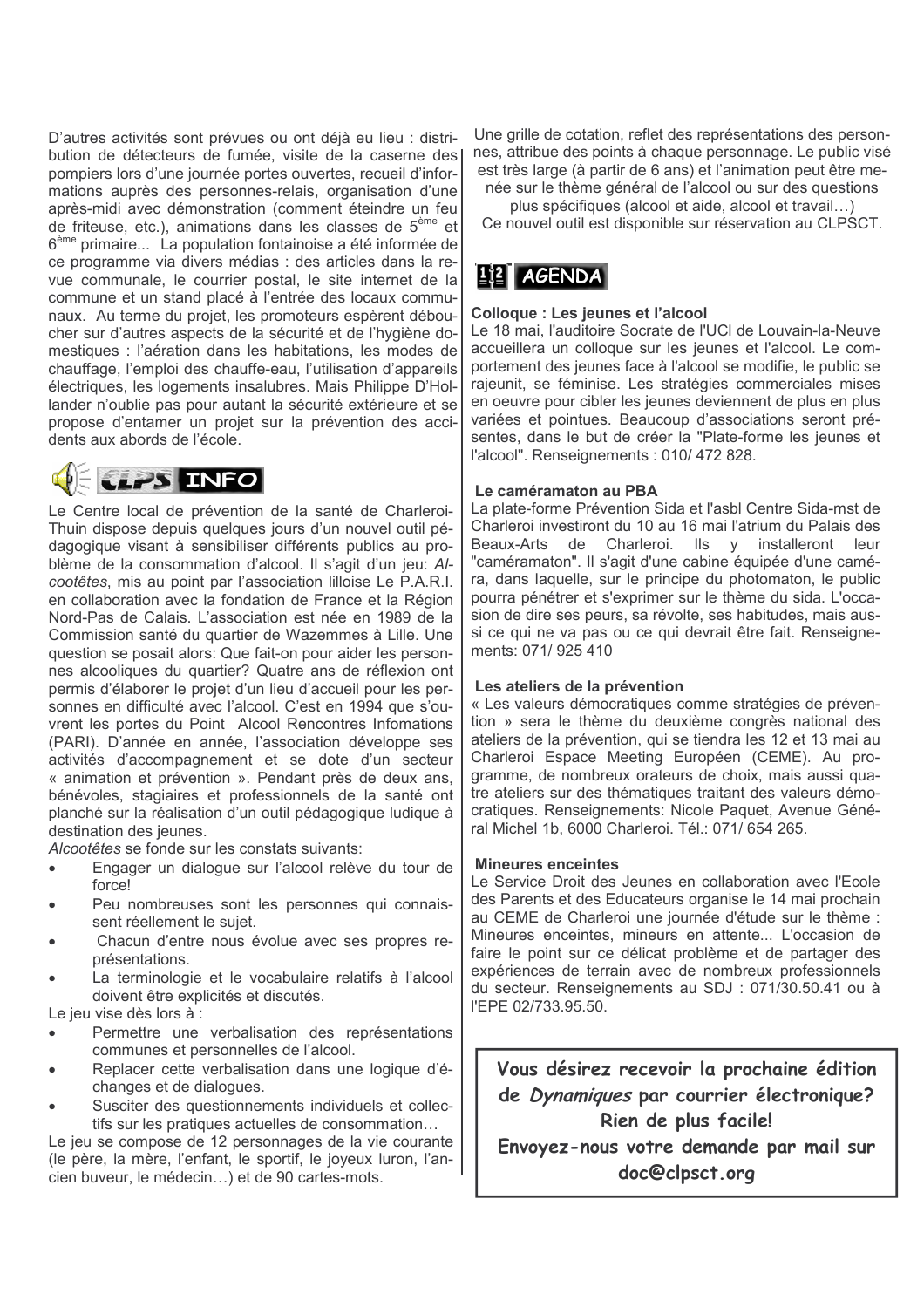D'autres activités sont prévues ou ont déjà eu lieu : distribution de détecteurs de fumée, visite de la caserne des pompiers lors d'une journée portes ouvertes, recueil d'informations auprès des personnes-relais, organisation d'une après-midi avec démonstration (comment éteindre un feu de friteuse, etc.), animations dans les classes de 5ème et 6ème primaire... La population fontainoise a été informée de ce programme via divers médias : des articles dans la revue communale, le courrier postal, le site internet de la commune et un stand placé à l'entrée des locaux communaux. Au terme du projet, les promoteurs espèrent déboucher sur d'autres aspects de la sécurité et de l'hygiène domestiques : l'aération dans les habitations, les modes de chauffage, l'emploi des chauffe-eau, l'utilisation d'appareils électriques, les logements insalubres. Mais Philippe D'Hollander n'oublie pas pour autant la sécurité extérieure et se propose d'entamer un projet sur la prévention des accidents aux abords de l'école.

## CLPS INFO

Le Centre local de prévention de la santé de Charleroi-Thuin dispose depuis quelques jours d'un nouvel outil pédagogique visant à sensibiliser différents publics au problème de la consommation d'alcool. Il s'agit d'un jeu: *Alcootêtes*, mis au point par l'association lilloise Le P.A.R.I. en collaboration avec la fondation de France et la Région Nord-Pas de Calais. L'association est née en 1989 de la Commission santé du quartier de Wazemmes à Lille. Une question se posait alors: Que fait-on pour aider les personnes alcooliques du quartier? Quatre ans de réflexion ont permis d'élaborer le projet d'un lieu d'accueil pour les personnes en difficulté avec l'alcool. C'est en 1994 que s'ouvrent les portes du Point Alcool Rencontres Infomations (PARI). D'année en année, l'association développe ses activités d'accompagnement et se dote d'un secteur « animation et prévention ». Pendant près de deux ans, bénévoles, stagiaires et professionnels de la santé ont planché sur la réalisation d'un outil pédagogique ludique à destination des jeunes.

*Alcootêtes* se fonde sur les constats suivants:

- Engager un dialogue sur l'alcool relève du tour de force!
- Peu nombreuses sont les personnes qui connaissent réellement le sujet.
- Chacun d'entre nous évolue avec ses propres représentations.
- La terminologie et le vocabulaire relatifs à l'alcool doivent être explicités et discutés.

Le jeu vise dès lors à :

- Permettre une verbalisation des représentations communes et personnelles de l'alcool.
- Replacer cette verbalisation dans une logique d'échanges et de dialogues.
- Susciter des questionnements individuels et collectifs sur les pratiques actuelles de consommation…

Le jeu se compose de 12 personnages de la vie courante (le père, la mère, l'enfant, le sportif, le joyeux luron, l'ancien buveur, le médecin…) et de 90 cartes-mots. Une grille de cotation, reflet des représentations des personnes, attribue des points à chaque personnage. Le public visé est très large (à partir de 6 ans) et l'animation peut être menée sur le thème général de l'alcool ou sur des questions plus spécifiques (alcool et aide, alcool et travail…)

Ce nouvel outil est disponible sur réservation au CLPSCT.

## AGENDA

**Colloque : Les jeunes et l'alcool**

Le 18 mai, l'auditoire Socrate de l'UCl de Louvain-la-Neuve accueillera un colloque sur les jeunes et l'alcool. Le comportement des jeunes face à l'alcool se modifie, le public se rajeunit, se féminise. Les stratégies commerciales mises en oeuvre pour cibler les jeunes deviennent de plus en plus variées et pointues. Beaucoup d'associations seront présentes, dans le but de créer la "Plate-forme les jeunes et l'alcool". Renseignements : 010/ 472 828.

**Le caméramaton au PBA**

La plate-forme Prévention Sida et l'asbl Centre Sida-mst de Charleroi investiront du 10 au 16 mai l'atrium du Palais des Beaux-Arts de Charleroi. Ils y installeront leur "caméramaton". Il s'agit d'une cabine équipée d'une caméra, dans laquelle, sur le principe du photomaton, le public pourra pénétrer et s'exprimer sur le thème du sida. L'occasion de dire ses peurs, sa révolte, ses habitudes, mais aussi ce qui ne va pas ou ce qui devrait être fait. Renseignements: 071/ 925 410

**Les ateliers de la prévention**

« Les valeurs démocratiques comme stratégies de prévention » sera le thème du deuxième congrès national des ateliers de la prévention, qui se tiendra les 12 et 13 mai au Charleroi Espace Meeting Européen (CEME). Au programme, de nombreux orateurs de choix, mais aussi quatre ateliers sur des thématiques traitant des valeurs démocratiques. Renseignements: Nicole Paquet, Avenue Général Michel 1b, 6000 Charleroi. Tél.: 071/ 654 265.

**Mineures enceintes**

Le Service Droit des Jeunes en collaboration avec l'Ecole des Parents et des Educateurs organise le 14 mai prochain au CEME de Charleroi une journée d'étude sur le thème : Mineures enceintes, mineurs en attente... L'occasion de faire le point sur ce délicat problème et de partager des expériences de terrain avec de nombreux professionnels du secteur. Renseignements au SDJ : 071/30.50.41 ou à l'EPE 02/733.95.50.

**Vous désirez recevoir la prochaine édition de *Dynamiques* par courrier électronique? Rien de plus facile! Envoyez-nous votre demande par mail sur doc@clpsct.org**